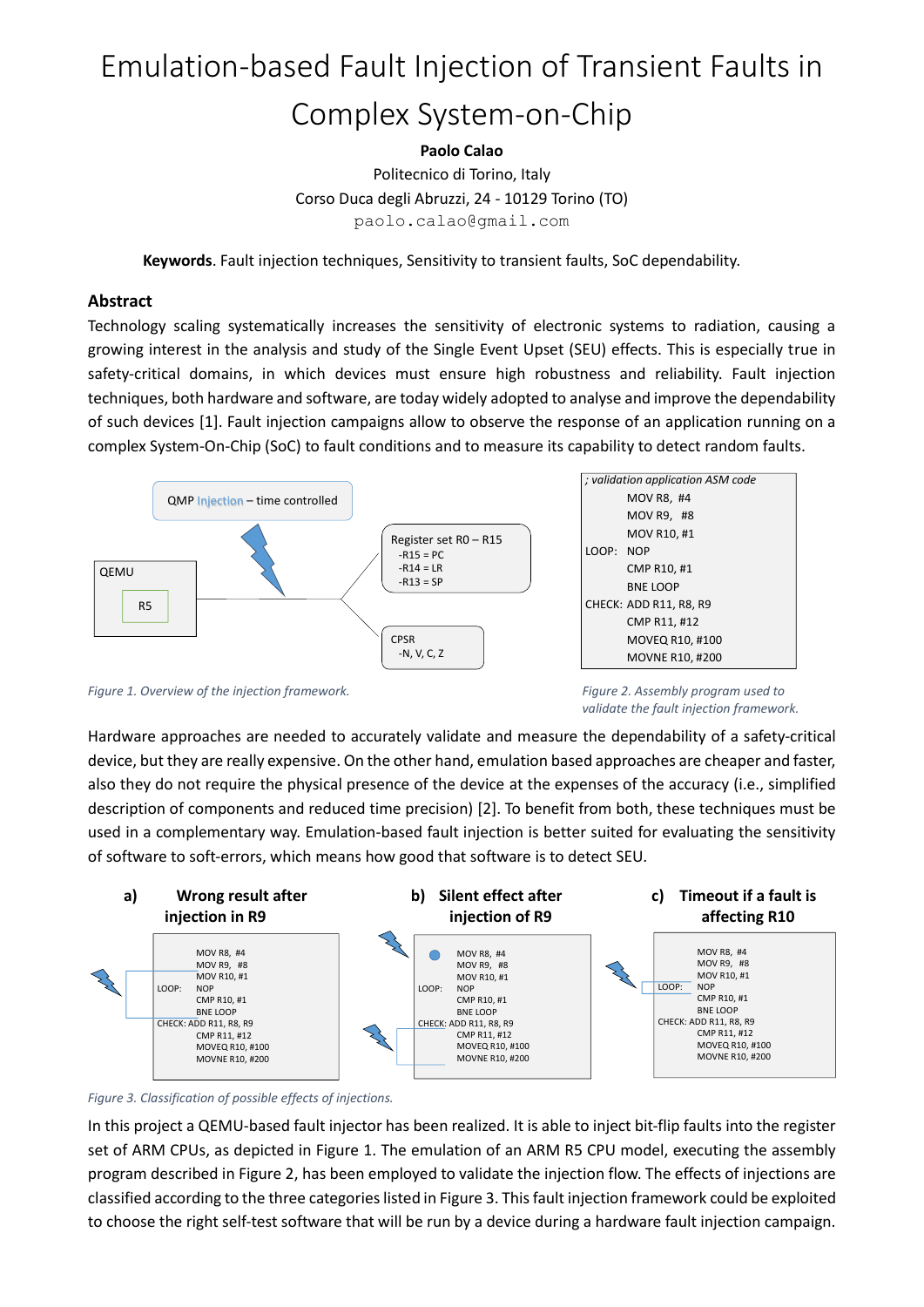# Emulation-based Fault Injection of Transient Faults in Complex System-on-Chip

**Paolo Calao**

Politecnico di Torino, Italy

Corso Duca degli Abruzzi, 24 - 10129 Torino (TO)

paolo.calao@gmail.com

**Keywords**. Fault injection techniques, Sensitivity to transient faults, SoC dependability.

## Abstract

Technology scaling systematically increases the sensitivity of electronic systems to radiation, causing a growing interest in the analysis and study of the Single Event Upset (SEU) effects. This is especially true in safety-critical domains, in which devices must ensure high robustness and reliability. Fault injection techniques, both hardware and software, are today widely adopted to analyse and improve the dependability of such devices [1]. Fault injection campaigns allow to observe the response of an application running on a complex System-On-Chip (SoC) to fault conditions and to measure its capability to detect random faults.

QMP Injection – time controlled

QEMU

R5

Register set R0 – R15
- -R15 = PC
- -R14 = LR
- -R13 = SP

CPSR
- -N, V, C, Z

*Figure 1. Overview of the injection framework.*

```
; validation application ASM code
        MOV R8,  #4
        MOV R9,  #8
        MOV R10, #1
LOOP:   NOP
        CMP R10, #1
        BNE LOOP
CHECK:  ADD R11, R8, R9
        CMP R11, #12
        MOVEQ R10, #100
        MOVNE R10, #200
```

*Figure 2. Assembly program used to validate the fault injection framework.*

Hardware approaches are needed to accurately validate and measure the dependability of a safety-critical device, but they are really expensive. On the other hand, emulation based approaches are cheaper and faster, also they do not require the physical presence of the device at the expenses of the accuracy (i.e., simplified description of components and reduced time precision) [2]. To benefit from both, these techniques must be used in a complementary way. Emulation-based fault injection is better suited for evaluating the sensitivity of software to soft-errors, which means how good that software is to detect SEU.

**a) Wrong result after injection in R9**

```
        MOV R8,  #4
        MOV R9,  #8
        MOV R10, #1
LOOP:   NOP
        CMP R10, #1
        BNE LOOP
CHECK:  ADD R11, R8, R9
        CMP R11, #12
        MOVEQ R10, #100
        MOVNE R10, #200
```

**b) Silent effect after injection of R9**

```
        MOV R8,  #4
        MOV R9,  #8
        MOV R10, #1
LOOP:   NOP
        CMP R10, #1
        BNE LOOP
CHECK:  ADD R11, R8, R9
        CMP R11, #12
        MOVEQ R10, #100
        MOVNE R10, #200
```

**c) Timeout if a fault is affecting R10**

```
        MOV R8,  #4
        MOV R9,  #8
        MOV R10, #1
LOOP:   NOP
        CMP R10, #1
        BNE LOOP
CHECK:  ADD R11, R8, R9
        CMP R11, #12
        MOVEQ R10, #100
        MOVNE R10, #200
```

*Figure 3. Classification of possible effects of injections.*

In this project a QEMU-based fault injector has been realized. It is able to inject bit-flip faults into the register set of ARM CPUs, as depicted in Figure 1. The emulation of an ARM R5 CPU model, executing the assembly program described in Figure 2, has been employed to validate the injection flow. The effects of injections are classified according to the three categories listed in Figure 3. This fault injection framework could be exploited to choose the right self-test software that will be run by a device during a hardware fault injection campaign.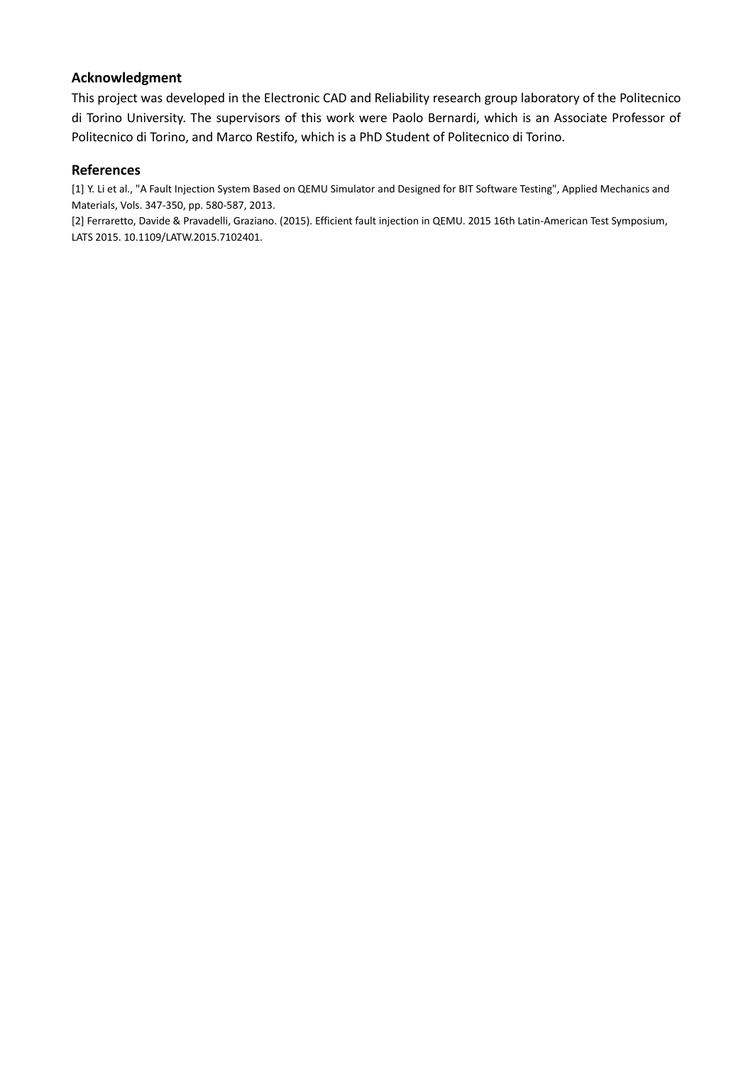## Acknowledgment

This project was developed in the Electronic CAD and Reliability research group laboratory of the Politecnico di Torino University. The supervisors of this work were Paolo Bernardi, which is an Associate Professor of Politecnico di Torino, and Marco Restifo, which is a PhD Student of Politecnico di Torino.

## References

[1] Y. Li et al., "A Fault Injection System Based on QEMU Simulator and Designed for BIT Software Testing", Applied Mechanics and Materials, Vols. 347-350, pp. 580-587, 2013.

[2] Ferraretto, Davide & Pravadelli, Graziano. (2015). Efficient fault injection in QEMU. 2015 16th Latin-American Test Symposium, LATS 2015. 10.1109/LATW.2015.7102401.